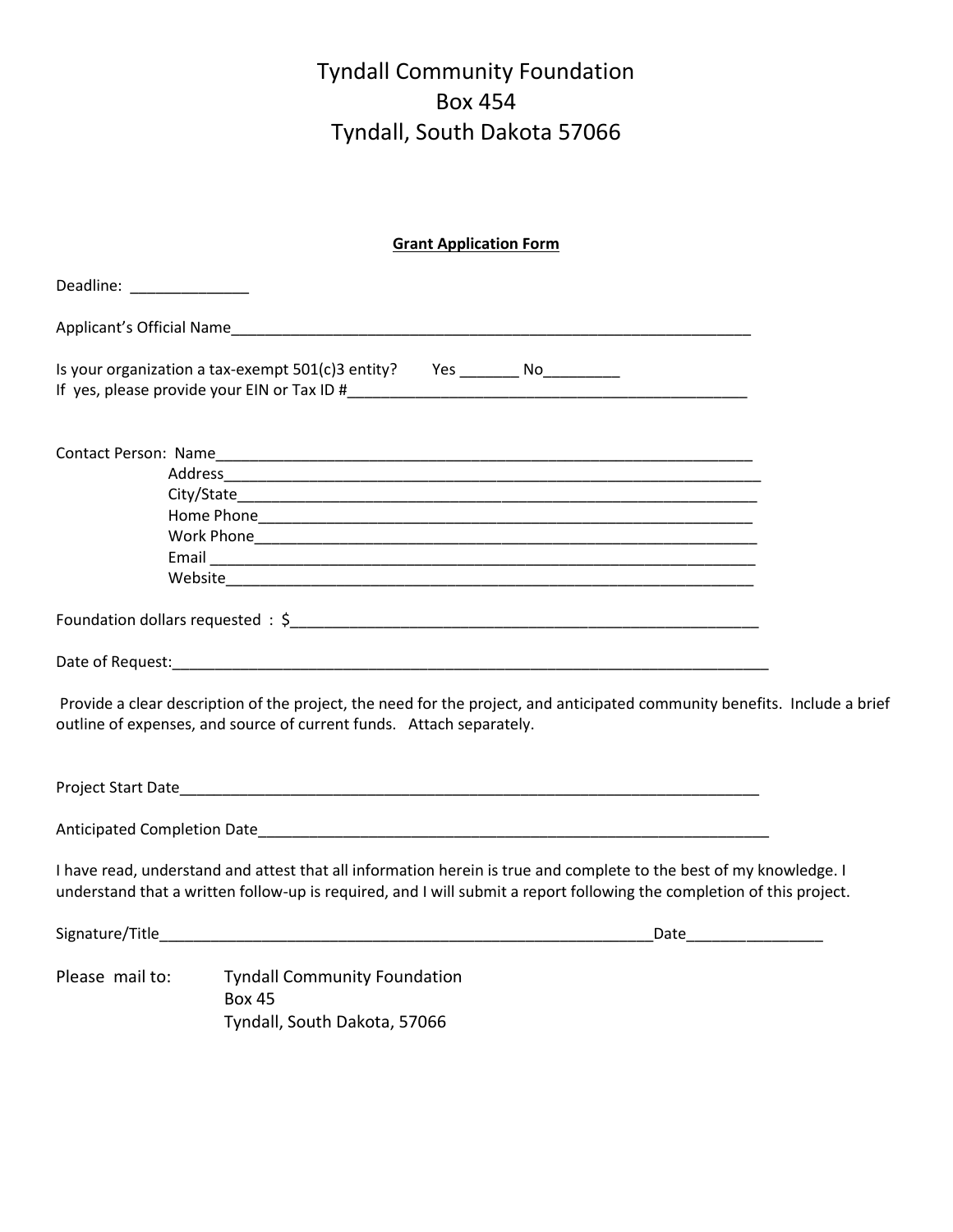# Tyndall Community Foundation
## Box 454
## Tyndall, South Dakota 57066

**Grant Application Form**

Deadline: ______________

Applicant's Official Name_________________________________________________________________

Is your organization a tax-exempt 501(c)3 entity? Yes _______ No_________
If yes, please provide your EIN or Tax ID #_________________________________________________

Contact Person: Name___________________________________________________________________
Address__________________________________________________________________
City/State_________________________________________________________________
Home Phone_______________________________________________________________
Work Phone________________________________________________________________
Email ____________________________________________________________________
Website___________________________________________________________________

Foundation dollars requested : $_________________________________________________________

Date of Request:___________________________________________________________________________

Provide a clear description of the project, the need for the project, and anticipated community benefits. Include a brief outline of expenses, and source of current funds. Attach separately.

Project Start Date_________________________________________________________________________

Anticipated Completion Date_______________________________________________________________

I have read, understand and attest that all information herein is true and complete to the best of my knowledge. I understand that a written follow-up is required, and I will submit a report following the completion of this project.

Signature/Title_____________________________________________________________Date________________

Please mail to: Tyndall Community Foundation
Box 45
Tyndall, South Dakota, 57066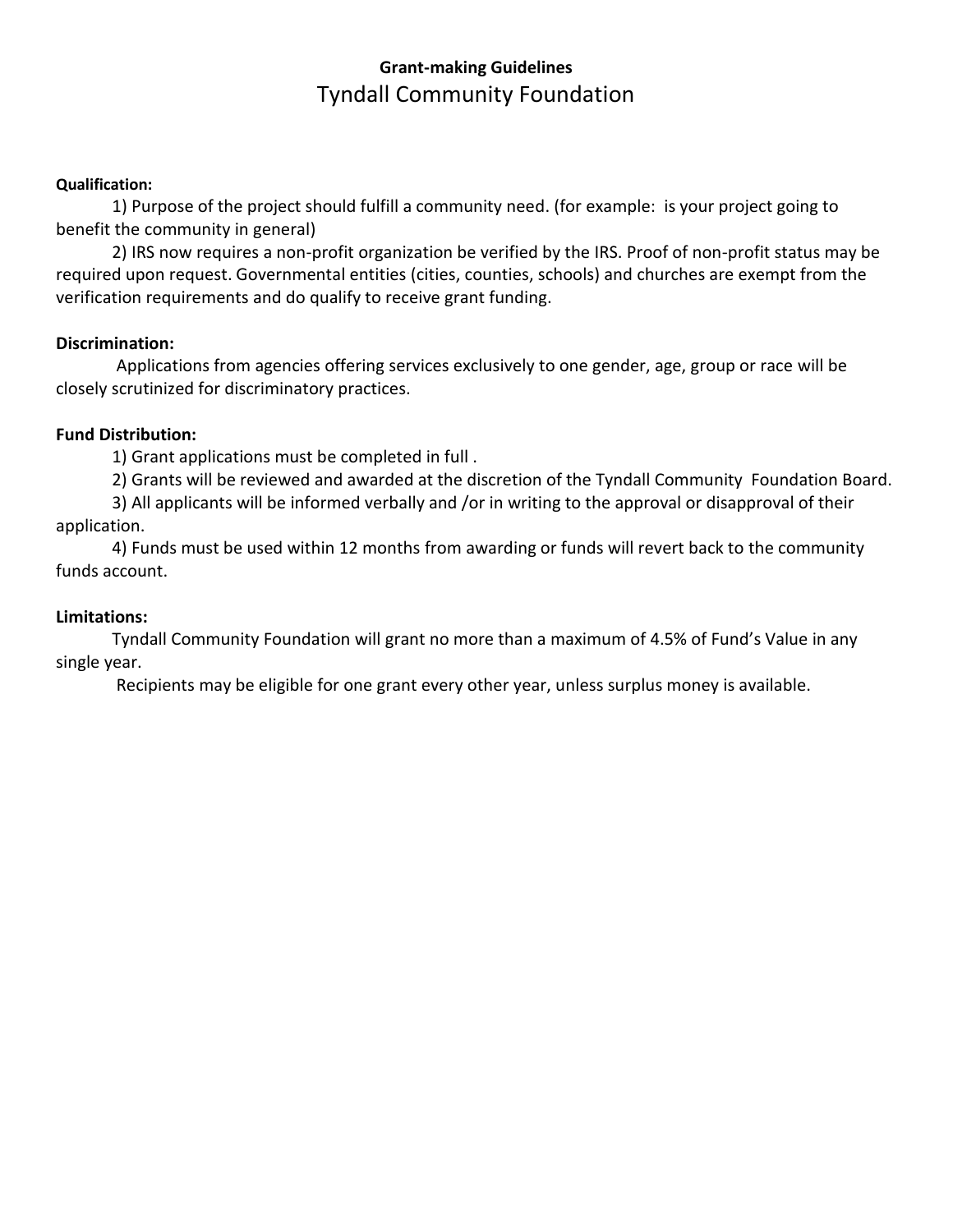**Grant-making Guidelines**

# Tyndall Community Foundation

**Qualification:**

1) Purpose of the project should fulfill a community need. (for example: is your project going to benefit the community in general)

2) IRS now requires a non-profit organization be verified by the IRS. Proof of non-profit status may be required upon request. Governmental entities (cities, counties, schools) and churches are exempt from the verification requirements and do qualify to receive grant funding.

**Discrimination:**

Applications from agencies offering services exclusively to one gender, age, group or race will be closely scrutinized for discriminatory practices.

**Fund Distribution:**

1) Grant applications must be completed in full .

2) Grants will be reviewed and awarded at the discretion of the Tyndall Community Foundation Board.

3) All applicants will be informed verbally and /or in writing to the approval or disapproval of their application.

4) Funds must be used within 12 months from awarding or funds will revert back to the community funds account.

**Limitations:**

Tyndall Community Foundation will grant no more than a maximum of 4.5% of Fund's Value in any single year.

Recipients may be eligible for one grant every other year, unless surplus money is available.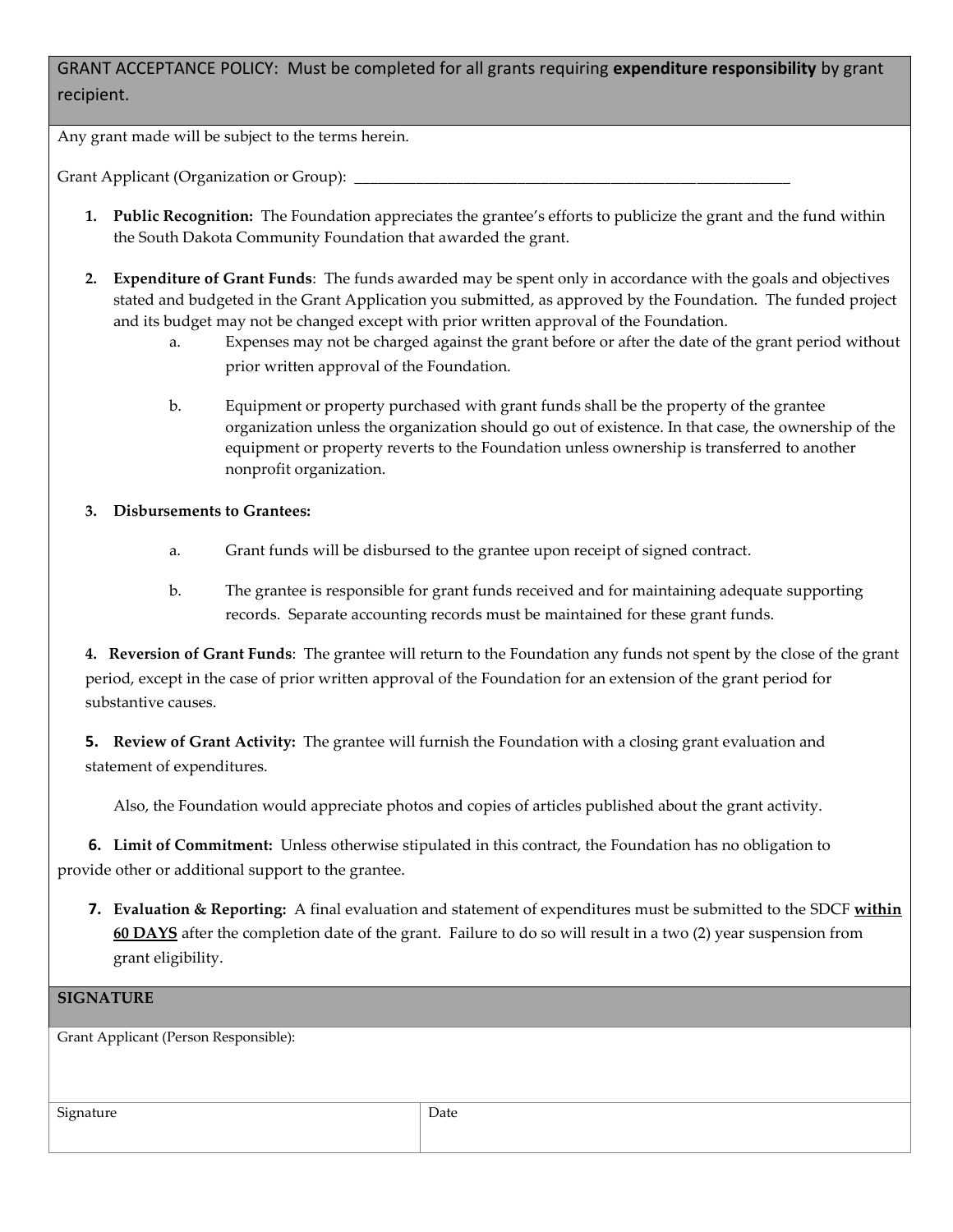## GRANT ACCEPTANCE POLICY: Must be completed for all grants requiring **expenditure responsibility** by grant recipient.

Any grant made will be subject to the terms herein.

Grant Applicant (Organization or Group): ____________________________________________________________

1. **Public Recognition:** The Foundation appreciates the grantee's efforts to publicize the grant and the fund within the South Dakota Community Foundation that awarded the grant.

2. **Expenditure of Grant Funds**: The funds awarded may be spent only in accordance with the goals and objectives stated and budgeted in the Grant Application you submitted, as approved by the Foundation. The funded project and its budget may not be changed except with prior written approval of the Foundation.
   a. Expenses may not be charged against the grant before or after the date of the grant period without prior written approval of the Foundation.
   b. Equipment or property purchased with grant funds shall be the property of the grantee organization unless the organization should go out of existence. In that case, the ownership of the equipment or property reverts to the Foundation unless ownership is transferred to another nonprofit organization.

3. **Disbursements to Grantees:**
   a. Grant funds will be disbursed to the grantee upon receipt of signed contract.
   b. The grantee is responsible for grant funds received and for maintaining adequate supporting records. Separate accounting records must be maintained for these grant funds.

4. **Reversion of Grant Funds**: The grantee will return to the Foundation any funds not spent by the close of the grant period, except in the case of prior written approval of the Foundation for an extension of the grant period for substantive causes.

5. **Review of Grant Activity:** The grantee will furnish the Foundation with a closing grant evaluation and statement of expenditures.

   Also, the Foundation would appreciate photos and copies of articles published about the grant activity.

6. **Limit of Commitment:** Unless otherwise stipulated in this contract, the Foundation has no obligation to provide other or additional support to the grantee.

7. **Evaluation & Reporting:** A final evaluation and statement of expenditures must be submitted to the SDCF **within 60 DAYS** after the completion date of the grant. Failure to do so will result in a two (2) year suspension from grant eligibility.

## SIGNATURE

Grant Applicant (Person Responsible):

| Signature | Date |
| --- | --- |
| | |